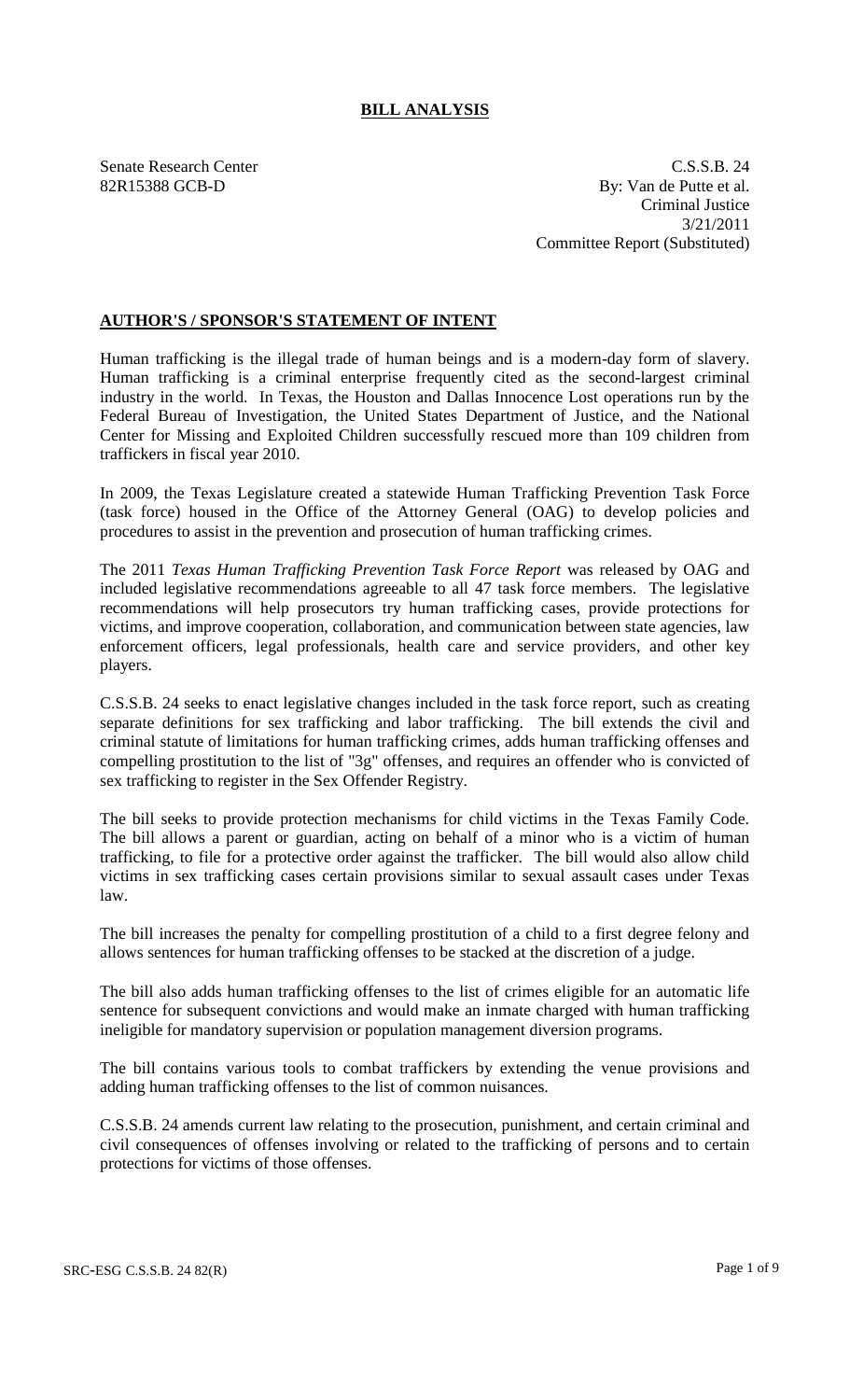# BILL ANALYSIS

Senate Research Center
82R15388 GCB-D

C.S.S.B. 24
By: Van de Putte et al.
Criminal Justice
3/21/2011
Committee Report (Substituted)

## AUTHOR'S / SPONSOR'S STATEMENT OF INTENT

Human trafficking is the illegal trade of human beings and is a modern-day form of slavery. Human trafficking is a criminal enterprise frequently cited as the second-largest criminal industry in the world. In Texas, the Houston and Dallas Innocence Lost operations run by the Federal Bureau of Investigation, the United States Department of Justice, and the National Center for Missing and Exploited Children successfully rescued more than 109 children from traffickers in fiscal year 2010.

In 2009, the Texas Legislature created a statewide Human Trafficking Prevention Task Force (task force) housed in the Office of the Attorney General (OAG) to develop policies and procedures to assist in the prevention and prosecution of human trafficking crimes.

The 2011 *Texas Human Trafficking Prevention Task Force Report* was released by OAG and included legislative recommendations agreeable to all 47 task force members. The legislative recommendations will help prosecutors try human trafficking cases, provide protections for victims, and improve cooperation, collaboration, and communication between state agencies, law enforcement officers, legal professionals, health care and service providers, and other key players.

C.S.S.B. 24 seeks to enact legislative changes included in the task force report, such as creating separate definitions for sex trafficking and labor trafficking. The bill extends the civil and criminal statute of limitations for human trafficking crimes, adds human trafficking offenses and compelling prostitution to the list of "3g" offenses, and requires an offender who is convicted of sex trafficking to register in the Sex Offender Registry.

The bill seeks to provide protection mechanisms for child victims in the Texas Family Code. The bill allows a parent or guardian, acting on behalf of a minor who is a victim of human trafficking, to file for a protective order against the trafficker. The bill would also allow child victims in sex trafficking cases certain provisions similar to sexual assault cases under Texas law.

The bill increases the penalty for compelling prostitution of a child to a first degree felony and allows sentences for human trafficking offenses to be stacked at the discretion of a judge.

The bill also adds human trafficking offenses to the list of crimes eligible for an automatic life sentence for subsequent convictions and would make an inmate charged with human trafficking ineligible for mandatory supervision or population management diversion programs.

The bill contains various tools to combat traffickers by extending the venue provisions and adding human trafficking offenses to the list of common nuisances.

C.S.S.B. 24 amends current law relating to the prosecution, punishment, and certain criminal and civil consequences of offenses involving or related to the trafficking of persons and to certain protections for victims of those offenses.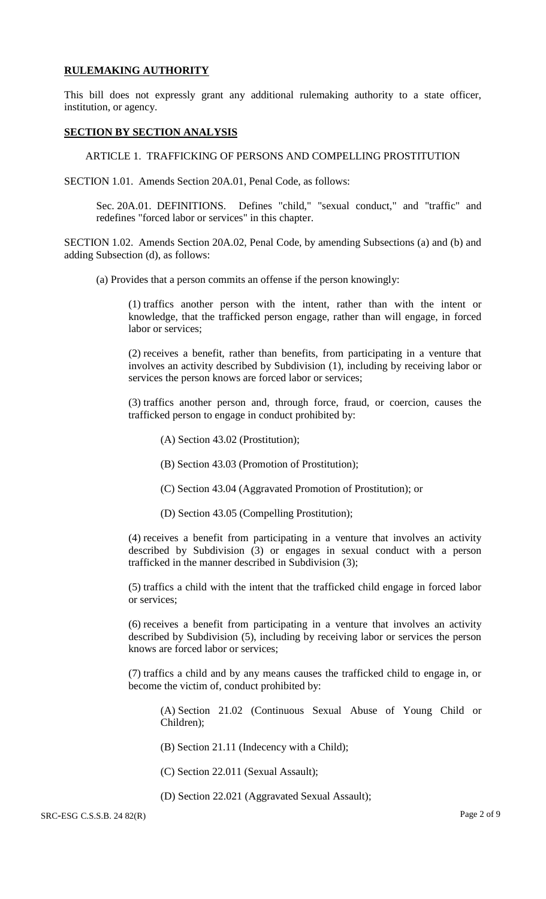## RULEMAKING AUTHORITY

This bill does not expressly grant any additional rulemaking authority to a state officer, institution, or agency.

## SECTION BY SECTION ANALYSIS

ARTICLE 1. TRAFFICKING OF PERSONS AND COMPELLING PROSTITUTION

SECTION 1.01. Amends Section 20A.01, Penal Code, as follows:

Sec. 20A.01. DEFINITIONS. Defines "child," "sexual conduct," and "traffic" and redefines "forced labor or services" in this chapter.

SECTION 1.02. Amends Section 20A.02, Penal Code, by amending Subsections (a) and (b) and adding Subsection (d), as follows:

(a) Provides that a person commits an offense if the person knowingly:

(1) traffics another person with the intent, rather than with the intent or knowledge, that the trafficked person engage, rather than will engage, in forced labor or services;

(2) receives a benefit, rather than benefits, from participating in a venture that involves an activity described by Subdivision (1), including by receiving labor or services the person knows are forced labor or services;

(3) traffics another person and, through force, fraud, or coercion, causes the trafficked person to engage in conduct prohibited by:

(A) Section 43.02 (Prostitution);

(B) Section 43.03 (Promotion of Prostitution);

(C) Section 43.04 (Aggravated Promotion of Prostitution); or

(D) Section 43.05 (Compelling Prostitution);

(4) receives a benefit from participating in a venture that involves an activity described by Subdivision (3) or engages in sexual conduct with a person trafficked in the manner described in Subdivision (3);

(5) traffics a child with the intent that the trafficked child engage in forced labor or services;

(6) receives a benefit from participating in a venture that involves an activity described by Subdivision (5), including by receiving labor or services the person knows are forced labor or services;

(7) traffics a child and by any means causes the trafficked child to engage in, or become the victim of, conduct prohibited by:

(A) Section 21.02 (Continuous Sexual Abuse of Young Child or Children);

(B) Section 21.11 (Indecency with a Child);

(C) Section 22.011 (Sexual Assault);

(D) Section 22.021 (Aggravated Sexual Assault);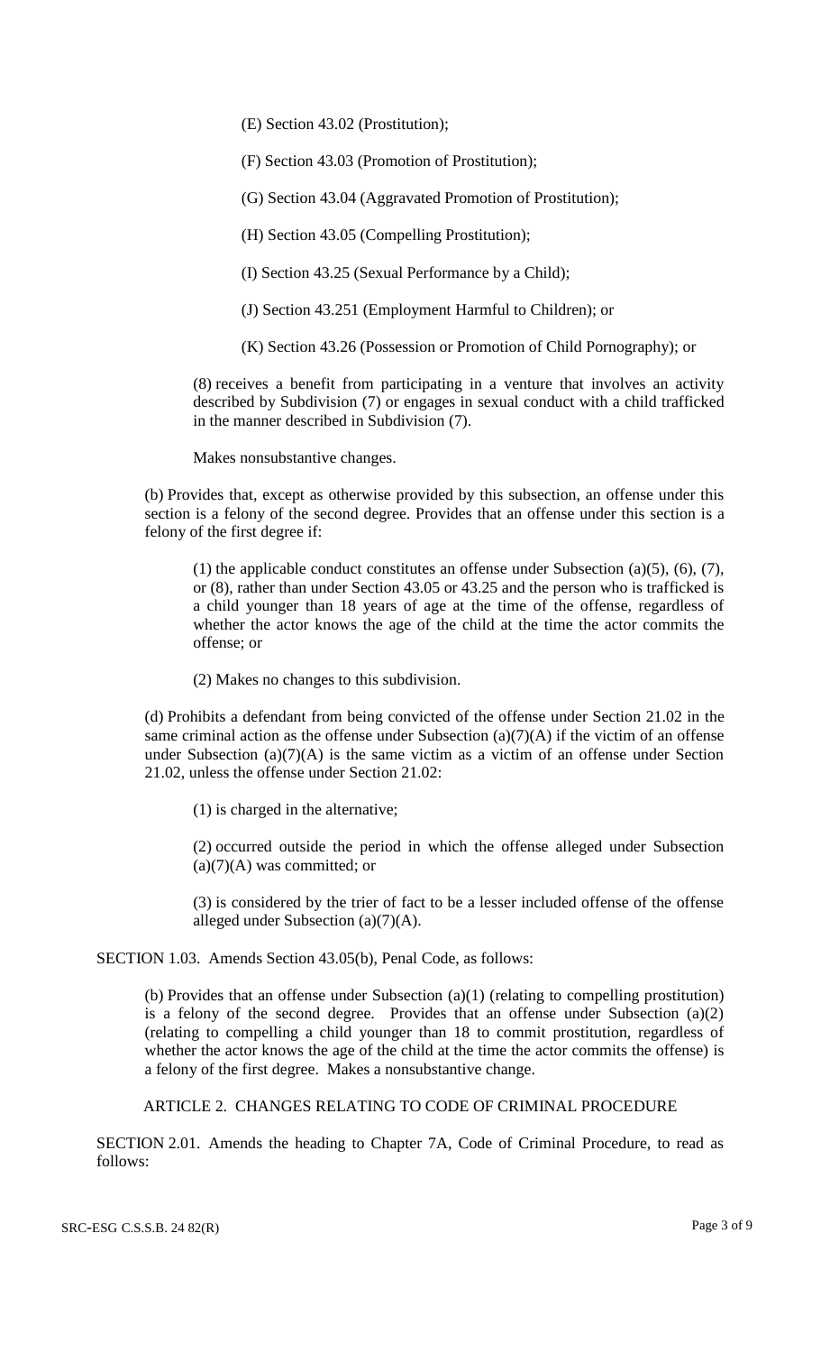(E) Section 43.02 (Prostitution);

(F) Section 43.03 (Promotion of Prostitution);

(G) Section 43.04 (Aggravated Promotion of Prostitution);

(H) Section 43.05 (Compelling Prostitution);

(I) Section 43.25 (Sexual Performance by a Child);

(J) Section 43.251 (Employment Harmful to Children); or

(K) Section 43.26 (Possession or Promotion of Child Pornography); or

(8) receives a benefit from participating in a venture that involves an activity described by Subdivision (7) or engages in sexual conduct with a child trafficked in the manner described in Subdivision (7).

Makes nonsubstantive changes.

(b) Provides that, except as otherwise provided by this subsection, an offense under this section is a felony of the second degree. Provides that an offense under this section is a felony of the first degree if:

(1) the applicable conduct constitutes an offense under Subsection (a)(5), (6), (7), or (8), rather than under Section 43.05 or 43.25 and the person who is trafficked is a child younger than 18 years of age at the time of the offense, regardless of whether the actor knows the age of the child at the time the actor commits the offense; or

(2) Makes no changes to this subdivision.

(d) Prohibits a defendant from being convicted of the offense under Section 21.02 in the same criminal action as the offense under Subsection (a)(7)(A) if the victim of an offense under Subsection (a)(7)(A) is the same victim as a victim of an offense under Section 21.02, unless the offense under Section 21.02:

(1) is charged in the alternative;

(2) occurred outside the period in which the offense alleged under Subsection (a)(7)(A) was committed; or

(3) is considered by the trier of fact to be a lesser included offense of the offense alleged under Subsection (a)(7)(A).

SECTION 1.03. Amends Section 43.05(b), Penal Code, as follows:

(b) Provides that an offense under Subsection (a)(1) (relating to compelling prostitution) is a felony of the second degree. Provides that an offense under Subsection (a)(2) (relating to compelling a child younger than 18 to commit prostitution, regardless of whether the actor knows the age of the child at the time the actor commits the offense) is a felony of the first degree. Makes a nonsubstantive change.

ARTICLE 2. CHANGES RELATING TO CODE OF CRIMINAL PROCEDURE

SECTION 2.01. Amends the heading to Chapter 7A, Code of Criminal Procedure, to read as follows: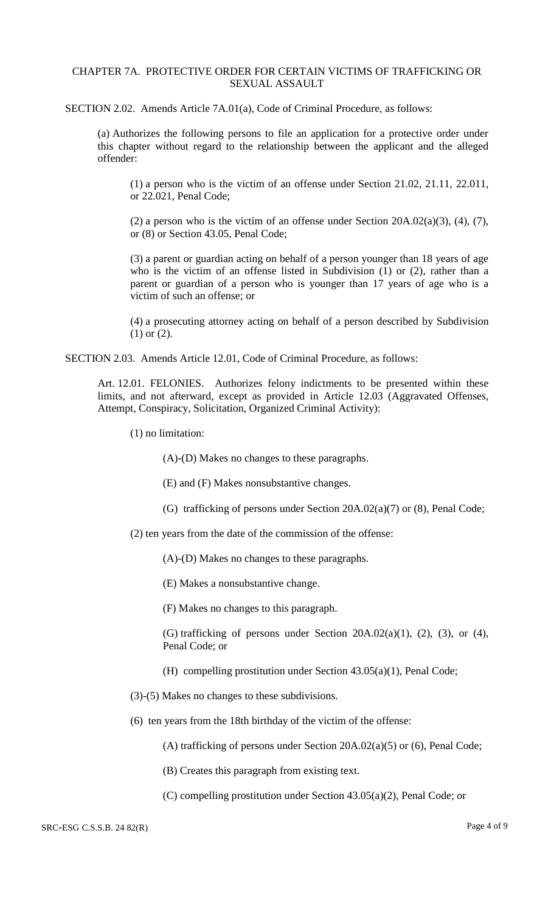CHAPTER 7A. PROTECTIVE ORDER FOR CERTAIN VICTIMS OF TRAFFICKING OR SEXUAL ASSAULT

SECTION 2.02. Amends Article 7A.01(a), Code of Criminal Procedure, as follows:

(a) Authorizes the following persons to file an application for a protective order under this chapter without regard to the relationship between the applicant and the alleged offender:

(1) a person who is the victim of an offense under Section 21.02, 21.11, 22.011, or 22.021, Penal Code;

(2) a person who is the victim of an offense under Section 20A.02(a)(3), (4), (7), or (8) or Section 43.05, Penal Code;

(3) a parent or guardian acting on behalf of a person younger than 18 years of age who is the victim of an offense listed in Subdivision (1) or (2), rather than a parent or guardian of a person who is younger than 17 years of age who is a victim of such an offense; or

(4) a prosecuting attorney acting on behalf of a person described by Subdivision (1) or (2).

SECTION 2.03. Amends Article 12.01, Code of Criminal Procedure, as follows:

Art. 12.01. FELONIES. Authorizes felony indictments to be presented within these limits, and not afterward, except as provided in Article 12.03 (Aggravated Offenses, Attempt, Conspiracy, Solicitation, Organized Criminal Activity):

(1) no limitation:

(A)-(D) Makes no changes to these paragraphs.

(E) and (F) Makes nonsubstantive changes.

(G) trafficking of persons under Section 20A.02(a)(7) or (8), Penal Code;

(2) ten years from the date of the commission of the offense:

(A)-(D) Makes no changes to these paragraphs.

(E) Makes a nonsubstantive change.

(F) Makes no changes to this paragraph.

(G) trafficking of persons under Section 20A.02(a)(1), (2), (3), or (4), Penal Code; or

(H) compelling prostitution under Section 43.05(a)(1), Penal Code;

(3)-(5) Makes no changes to these subdivisions.

(6) ten years from the 18th birthday of the victim of the offense:

(A) trafficking of persons under Section 20A.02(a)(5) or (6), Penal Code;

(B) Creates this paragraph from existing text.

(C) compelling prostitution under Section 43.05(a)(2), Penal Code; or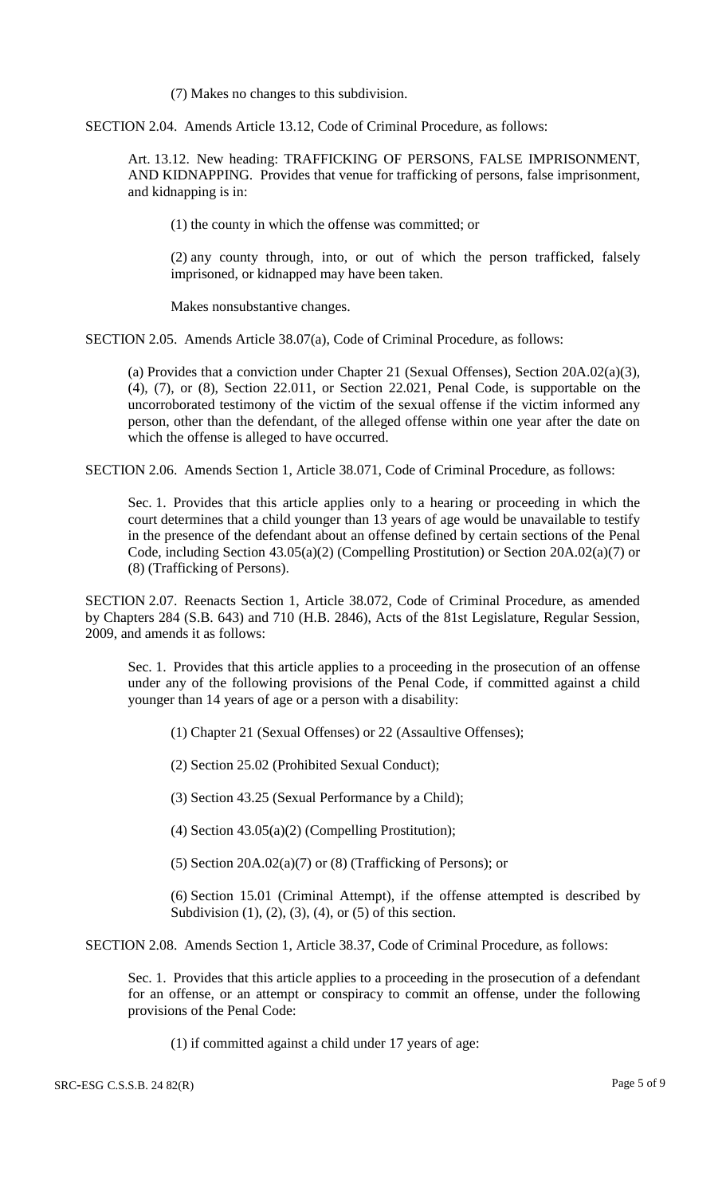(7) Makes no changes to this subdivision.

SECTION 2.04. Amends Article 13.12, Code of Criminal Procedure, as follows:

Art. 13.12. New heading: TRAFFICKING OF PERSONS, FALSE IMPRISONMENT, AND KIDNAPPING. Provides that venue for trafficking of persons, false imprisonment, and kidnapping is in:

(1) the county in which the offense was committed; or

(2) any county through, into, or out of which the person trafficked, falsely imprisoned, or kidnapped may have been taken.

Makes nonsubstantive changes.

SECTION 2.05. Amends Article 38.07(a), Code of Criminal Procedure, as follows:

(a) Provides that a conviction under Chapter 21 (Sexual Offenses), Section 20A.02(a)(3), (4), (7), or (8), Section 22.011, or Section 22.021, Penal Code, is supportable on the uncorroborated testimony of the victim of the sexual offense if the victim informed any person, other than the defendant, of the alleged offense within one year after the date on which the offense is alleged to have occurred.

SECTION 2.06. Amends Section 1, Article 38.071, Code of Criminal Procedure, as follows:

Sec. 1. Provides that this article applies only to a hearing or proceeding in which the court determines that a child younger than 13 years of age would be unavailable to testify in the presence of the defendant about an offense defined by certain sections of the Penal Code, including Section 43.05(a)(2) (Compelling Prostitution) or Section 20A.02(a)(7) or (8) (Trafficking of Persons).

SECTION 2.07. Reenacts Section 1, Article 38.072, Code of Criminal Procedure, as amended by Chapters 284 (S.B. 643) and 710 (H.B. 2846), Acts of the 81st Legislature, Regular Session, 2009, and amends it as follows:

Sec. 1. Provides that this article applies to a proceeding in the prosecution of an offense under any of the following provisions of the Penal Code, if committed against a child younger than 14 years of age or a person with a disability:

(1) Chapter 21 (Sexual Offenses) or 22 (Assaultive Offenses);

(2) Section 25.02 (Prohibited Sexual Conduct);

(3) Section 43.25 (Sexual Performance by a Child);

(4) Section 43.05(a)(2) (Compelling Prostitution);

(5) Section 20A.02(a)(7) or (8) (Trafficking of Persons); or

(6) Section 15.01 (Criminal Attempt), if the offense attempted is described by Subdivision (1), (2), (3), (4), or (5) of this section.

SECTION 2.08. Amends Section 1, Article 38.37, Code of Criminal Procedure, as follows:

Sec. 1. Provides that this article applies to a proceeding in the prosecution of a defendant for an offense, or an attempt or conspiracy to commit an offense, under the following provisions of the Penal Code:

(1) if committed against a child under 17 years of age: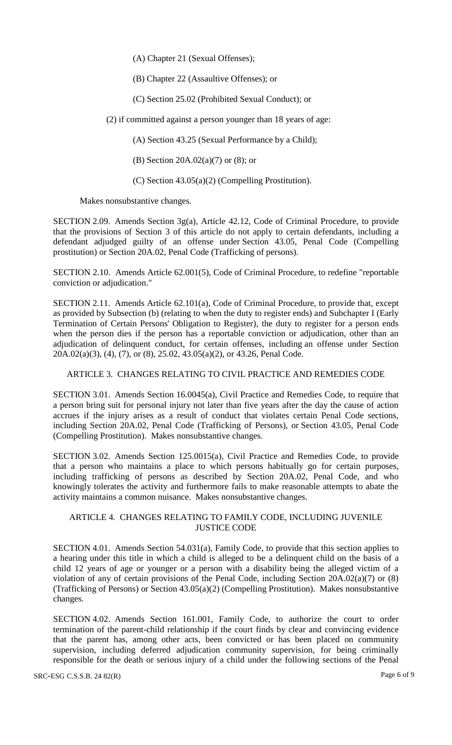(A) Chapter 21 (Sexual Offenses);

(B) Chapter 22 (Assaultive Offenses); or

(C) Section 25.02 (Prohibited Sexual Conduct); or

(2) if committed against a person younger than 18 years of age:

(A) Section 43.25 (Sexual Performance by a Child);

(B) Section 20A.02(a)(7) or (8); or

(C) Section 43.05(a)(2) (Compelling Prostitution).

Makes nonsubstantive changes.

SECTION 2.09. Amends Section 3g(a), Article 42.12, Code of Criminal Procedure, to provide that the provisions of Section 3 of this article do not apply to certain defendants, including a defendant adjudged guilty of an offense under Section 43.05, Penal Code (Compelling prostitution) or Section 20A.02, Penal Code (Trafficking of persons).

SECTION 2.10. Amends Article 62.001(5), Code of Criminal Procedure, to redefine "reportable conviction or adjudication."

SECTION 2.11. Amends Article 62.101(a), Code of Criminal Procedure, to provide that, except as provided by Subsection (b) (relating to when the duty to register ends) and Subchapter I (Early Termination of Certain Persons' Obligation to Register), the duty to register for a person ends when the person dies if the person has a reportable conviction or adjudication, other than an adjudication of delinquent conduct, for certain offenses, including an offense under Section 20A.02(a)(3), (4), (7), or (8), 25.02, 43.05(a)(2), or 43.26, Penal Code.

## ARTICLE 3. CHANGES RELATING TO CIVIL PRACTICE AND REMEDIES CODE

SECTION 3.01. Amends Section 16.0045(a), Civil Practice and Remedies Code, to require that a person bring suit for personal injury not later than five years after the day the cause of action accrues if the injury arises as a result of conduct that violates certain Penal Code sections, including Section 20A.02, Penal Code (Trafficking of Persons), or Section 43.05, Penal Code (Compelling Prostitution). Makes nonsubstantive changes.

SECTION 3.02. Amends Section 125.0015(a), Civil Practice and Remedies Code, to provide that a person who maintains a place to which persons habitually go for certain purposes, including trafficking of persons as described by Section 20A.02, Penal Code, and who knowingly tolerates the activity and furthermore fails to make reasonable attempts to abate the activity maintains a common nuisance. Makes nonsubstantive changes.

## ARTICLE 4. CHANGES RELATING TO FAMILY CODE, INCLUDING JUVENILE JUSTICE CODE

SECTION 4.01. Amends Section 54.031(a), Family Code, to provide that this section applies to a hearing under this title in which a child is alleged to be a delinquent child on the basis of a child 12 years of age or younger or a person with a disability being the alleged victim of a violation of any of certain provisions of the Penal Code, including Section 20A.02(a)(7) or (8) (Trafficking of Persons) or Section 43.05(a)(2) (Compelling Prostitution). Makes nonsubstantive changes.

SECTION 4.02. Amends Section 161.001, Family Code, to authorize the court to order termination of the parent-child relationship if the court finds by clear and convincing evidence that the parent has, among other acts, been convicted or has been placed on community supervision, including deferred adjudication community supervision, for being criminally responsible for the death or serious injury of a child under the following sections of the Penal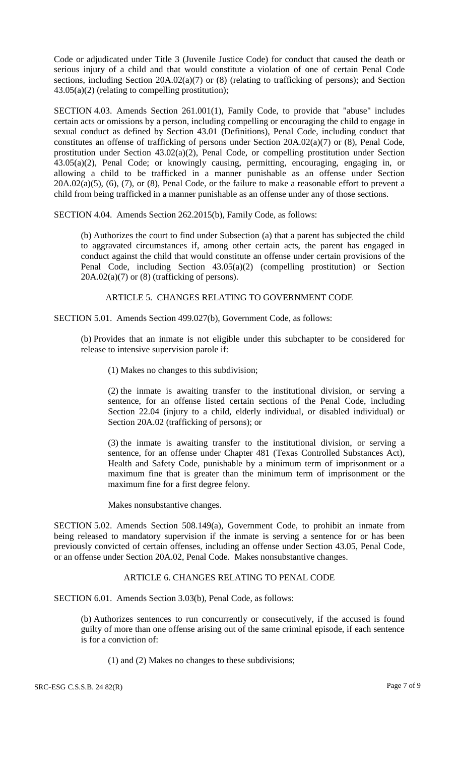Code or adjudicated under Title 3 (Juvenile Justice Code) for conduct that caused the death or serious injury of a child and that would constitute a violation of one of certain Penal Code sections, including Section 20A.02(a)(7) or (8) (relating to trafficking of persons); and Section 43.05(a)(2) (relating to compelling prostitution);

SECTION 4.03. Amends Section 261.001(1), Family Code, to provide that "abuse" includes certain acts or omissions by a person, including compelling or encouraging the child to engage in sexual conduct as defined by Section 43.01 (Definitions), Penal Code, including conduct that constitutes an offense of trafficking of persons under Section 20A.02(a)(7) or (8), Penal Code, prostitution under Section 43.02(a)(2), Penal Code, or compelling prostitution under Section 43.05(a)(2), Penal Code; or knowingly causing, permitting, encouraging, engaging in, or allowing a child to be trafficked in a manner punishable as an offense under Section 20A.02(a)(5), (6), (7), or (8), Penal Code, or the failure to make a reasonable effort to prevent a child from being trafficked in a manner punishable as an offense under any of those sections.

SECTION 4.04. Amends Section 262.2015(b), Family Code, as follows:

> (b) Authorizes the court to find under Subsection (a) that a parent has subjected the child to aggravated circumstances if, among other certain acts, the parent has engaged in conduct against the child that would constitute an offense under certain provisions of the Penal Code, including Section 43.05(a)(2) (compelling prostitution) or Section 20A.02(a)(7) or (8) (trafficking of persons).

## ARTICLE 5. CHANGES RELATING TO GOVERNMENT CODE

SECTION 5.01. Amends Section 499.027(b), Government Code, as follows:

> (b) Provides that an inmate is not eligible under this subchapter to be considered for release to intensive supervision parole if:
>
> > (1) Makes no changes to this subdivision;
> >
> > (2) the inmate is awaiting transfer to the institutional division, or serving a sentence, for an offense listed certain sections of the Penal Code, including Section 22.04 (injury to a child, elderly individual, or disabled individual) or Section 20A.02 (trafficking of persons); or
> >
> > (3) the inmate is awaiting transfer to the institutional division, or serving a sentence, for an offense under Chapter 481 (Texas Controlled Substances Act), Health and Safety Code, punishable by a minimum term of imprisonment or a maximum fine that is greater than the minimum term of imprisonment or the maximum fine for a first degree felony.
>
> Makes nonsubstantive changes.

SECTION 5.02. Amends Section 508.149(a), Government Code, to prohibit an inmate from being released to mandatory supervision if the inmate is serving a sentence for or has been previously convicted of certain offenses, including an offense under Section 43.05, Penal Code, or an offense under Section 20A.02, Penal Code. Makes nonsubstantive changes.

## ARTICLE 6. CHANGES RELATING TO PENAL CODE

SECTION 6.01. Amends Section 3.03(b), Penal Code, as follows:

> (b) Authorizes sentences to run concurrently or consecutively, if the accused is found guilty of more than one offense arising out of the same criminal episode, if each sentence is for a conviction of:
>
> > (1) and (2) Makes no changes to these subdivisions;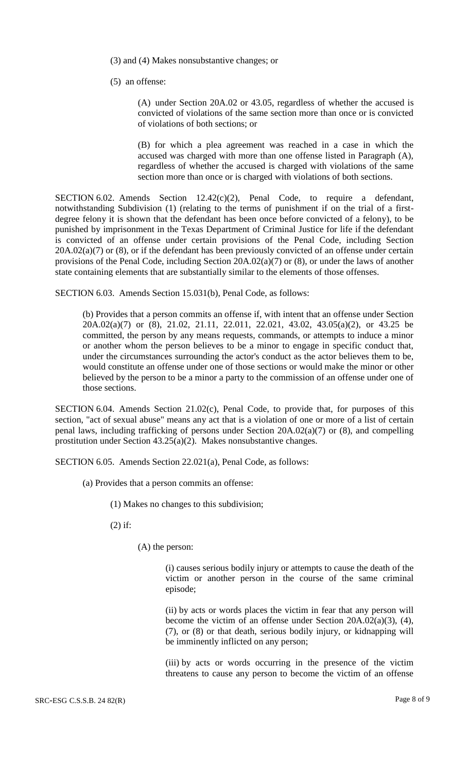(3) and (4) Makes nonsubstantive changes; or

(5) an offense:

(A) under Section 20A.02 or 43.05, regardless of whether the accused is convicted of violations of the same section more than once or is convicted of violations of both sections; or

(B) for which a plea agreement was reached in a case in which the accused was charged with more than one offense listed in Paragraph (A), regardless of whether the accused is charged with violations of the same section more than once or is charged with violations of both sections.

SECTION 6.02. Amends Section 12.42(c)(2), Penal Code, to require a defendant, notwithstanding Subdivision (1) (relating to the terms of punishment if on the trial of a first-degree felony it is shown that the defendant has been once before convicted of a felony), to be punished by imprisonment in the Texas Department of Criminal Justice for life if the defendant is convicted of an offense under certain provisions of the Penal Code, including Section 20A.02(a)(7) or (8), or if the defendant has been previously convicted of an offense under certain provisions of the Penal Code, including Section 20A.02(a)(7) or (8), or under the laws of another state containing elements that are substantially similar to the elements of those offenses.

SECTION 6.03. Amends Section 15.031(b), Penal Code, as follows:

(b) Provides that a person commits an offense if, with intent that an offense under Section 20A.02(a)(7) or (8), 21.02, 21.11, 22.011, 22.021, 43.02, 43.05(a)(2), or 43.25 be committed, the person by any means requests, commands, or attempts to induce a minor or another whom the person believes to be a minor to engage in specific conduct that, under the circumstances surrounding the actor's conduct as the actor believes them to be, would constitute an offense under one of those sections or would make the minor or other believed by the person to be a minor a party to the commission of an offense under one of those sections.

SECTION 6.04. Amends Section 21.02(c), Penal Code, to provide that, for purposes of this section, "act of sexual abuse" means any act that is a violation of one or more of a list of certain penal laws, including trafficking of persons under Section 20A.02(a)(7) or (8), and compelling prostitution under Section 43.25(a)(2). Makes nonsubstantive changes.

SECTION 6.05. Amends Section 22.021(a), Penal Code, as follows:

(a) Provides that a person commits an offense:

(1) Makes no changes to this subdivision;

(2) if:

(A) the person:

(i) causes serious bodily injury or attempts to cause the death of the victim or another person in the course of the same criminal episode;

(ii) by acts or words places the victim in fear that any person will become the victim of an offense under Section 20A.02(a)(3), (4), (7), or (8) or that death, serious bodily injury, or kidnapping will be imminently inflicted on any person;

(iii) by acts or words occurring in the presence of the victim threatens to cause any person to become the victim of an offense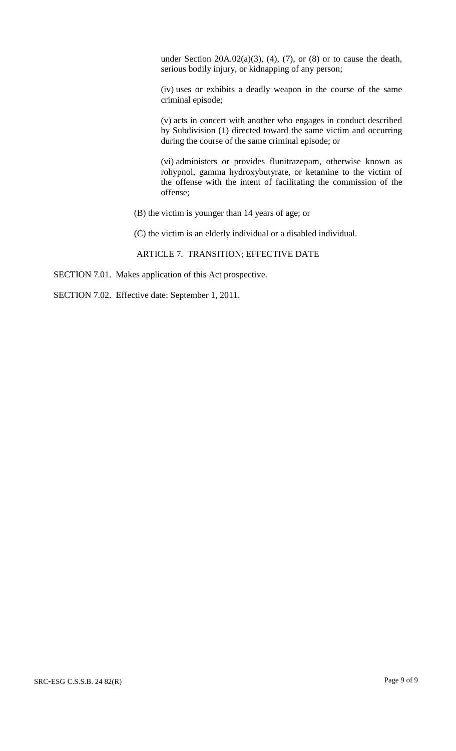under Section 20A.02(a)(3), (4), (7), or (8) or to cause the death, serious bodily injury, or kidnapping of any person;

(iv) uses or exhibits a deadly weapon in the course of the same criminal episode;

(v) acts in concert with another who engages in conduct described by Subdivision (1) directed toward the same victim and occurring during the course of the same criminal episode; or

(vi) administers or provides flunitrazepam, otherwise known as rohypnol, gamma hydroxybutyrate, or ketamine to the victim of the offense with the intent of facilitating the commission of the offense;

(B) the victim is younger than 14 years of age; or

(C) the victim is an elderly individual or a disabled individual.

ARTICLE 7. TRANSITION; EFFECTIVE DATE

SECTION 7.01. Makes application of this Act prospective.

SECTION 7.02. Effective date: September 1, 2011.

SRC-ESG C.S.S.B. 24 82(R)